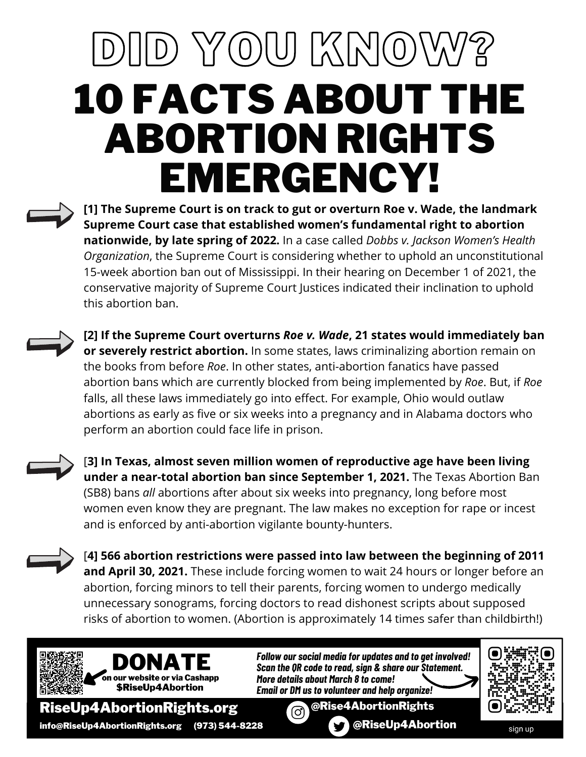# DID YOU KNOW?

# 10 FACTS ABOUT THE ABORTION RIGHTS EMERGENCY!

**[1] The Supreme Court is on track to gut or overturn Roe v. Wade, the landmark Supreme Court case that established women's fundamental right to abortion nationwide, by late spring of 2022.** In a case called *Dobbs v. Jackson Women's Health Organization*, the Supreme Court is considering whether to uphold an unconstitutional 15-week abortion ban out of Mississippi. In their hearing on December 1 of 2021, the conservative majority of Supreme Court Justices indicated their inclination to uphold this abortion ban.

**[2] If the Supreme Court overturns *Roe v. Wade*, 21 states would immediately ban or severely restrict abortion.** In some states, laws criminalizing abortion remain on the books from before *Roe*. In other states, anti-abortion fanatics have passed abortion bans which are currently blocked from being implemented by *Roe*. But, if *Roe* falls, all these laws immediately go into effect. For example, Ohio would outlaw abortions as early as five or six weeks into a pregnancy and in Alabama doctors who perform an abortion could face life in prison.

[**3] In Texas, almost seven million women of reproductive age have been living under a near-total abortion ban since September 1, 2021.** The Texas Abortion Ban (SB8) bans *all* abortions after about six weeks into pregnancy, long before most women even know they are pregnant. The law makes no exception for rape or incest and is enforced by anti-abortion vigilante bounty-hunters.

[**4] 566 abortion restrictions were passed into law between the beginning of 2011 and April 30, 2021.** These include forcing women to wait 24 hours or longer before an abortion, forcing minors to tell their parents, forcing women to undergo medically unnecessary sonograms, forcing doctors to read dishonest scripts about supposed risks of abortion to women. (Abortion is approximately 14 times safer than childbirth!)

**DONATE** on our website or via Cashapp **$RiseUp4Abortion**

*Follow our social media for updates and to get involved! Scan the QR code to read, sign & share our Statement. More details about March 8 to come! Email or DM us to volunteer and help organize!*

**RiseUp4AbortionRights.org**

info@RiseUp4AbortionRights.org (973) 544-8228

@Rise4AbortionRights

@RiseUp4Abortion

sign up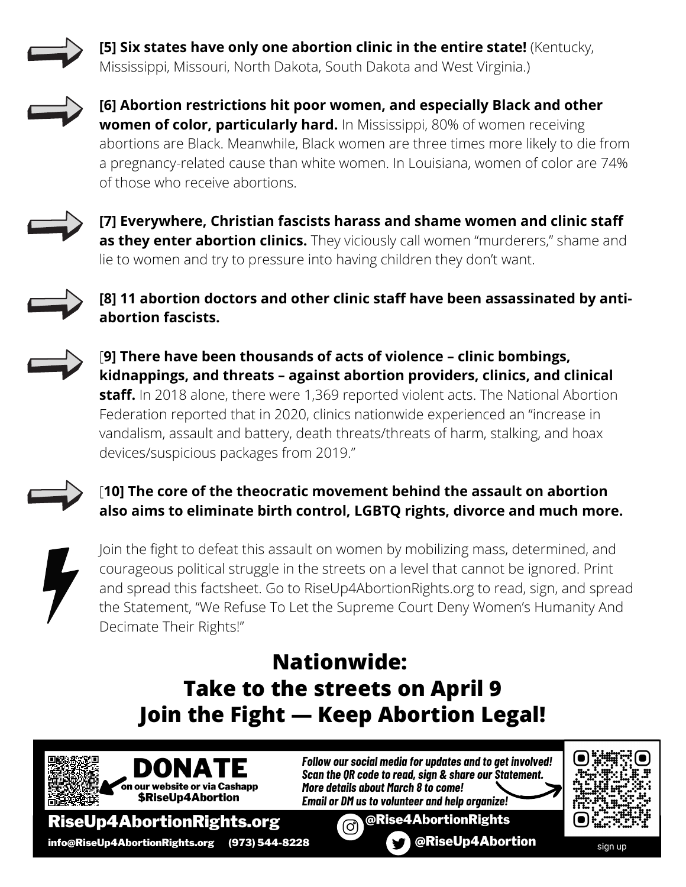**[5] Six states have only one abortion clinic in the entire state!** (Kentucky, Mississippi, Missouri, North Dakota, South Dakota and West Virginia.)

**[6] Abortion restrictions hit poor women, and especially Black and other women of color, particularly hard.** In Mississippi, 80% of women receiving abortions are Black. Meanwhile, Black women are three times more likely to die from a pregnancy-related cause than white women. In Louisiana, women of color are 74% of those who receive abortions.

**[7] Everywhere, Christian fascists harass and shame women and clinic staff as they enter abortion clinics.** They viciously call women "murderers," shame and lie to women and try to pressure into having children they don't want.

**[8] 11 abortion doctors and other clinic staff have been assassinated by anti-abortion fascists.**

[**9] There have been thousands of acts of violence – clinic bombings, kidnappings, and threats – against abortion providers, clinics, and clinical staff.** In 2018 alone, there were 1,369 reported violent acts. The National Abortion Federation reported that in 2020, clinics nationwide experienced an "increase in vandalism, assault and battery, death threats/threats of harm, stalking, and hoax devices/suspicious packages from 2019."

[**10] The core of the theocratic movement behind the assault on abortion also aims to eliminate birth control, LGBTQ rights, divorce and much more.**

Join the fight to defeat this assault on women by mobilizing mass, determined, and courageous political struggle in the streets on a level that cannot be ignored. Print and spread this factsheet. Go to RiseUp4AbortionRights.org to read, sign, and spread the Statement, "We Refuse To Let the Supreme Court Deny Women's Humanity And Decimate Their Rights!"

## Nationwide:
## Take to the streets on April 9
## Join the Fight — Keep Abortion Legal!

**DONATE** on our website or via Cashapp **$RiseUp4Abortion**

*Follow our social media for updates and to get involved! Scan the QR code to read, sign & share our Statement. More details about March 8 to come! Email or DM us to volunteer and help organize!*

**RiseUp4AbortionRights.org**

info@RiseUp4AbortionRights.org (973) 544-8228

@Rise4AbortionRights

@RiseUp4Abortion

sign up